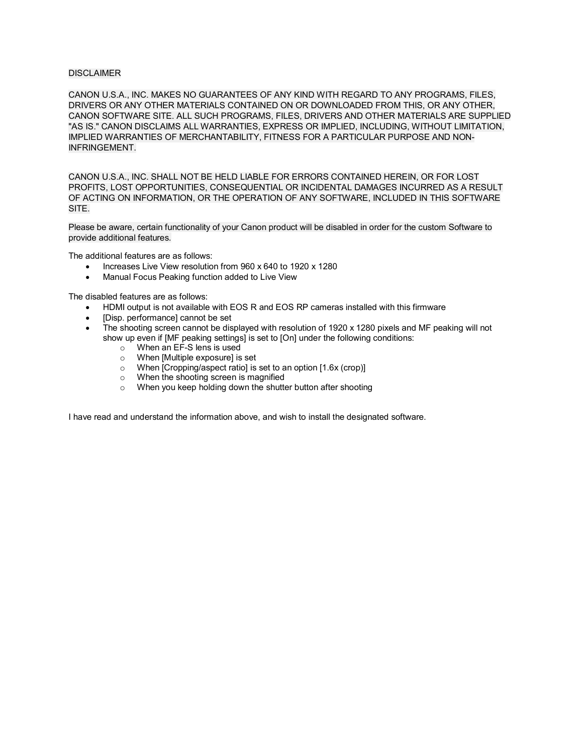DISCLAIMER

CANON U.S.A., INC. MAKES NO GUARANTEES OF ANY KIND WITH REGARD TO ANY PROGRAMS, FILES, DRIVERS OR ANY OTHER MATERIALS CONTAINED ON OR DOWNLOADED FROM THIS, OR ANY OTHER, CANON SOFTWARE SITE. ALL SUCH PROGRAMS, FILES, DRIVERS AND OTHER MATERIALS ARE SUPPLIED "AS IS." CANON DISCLAIMS ALL WARRANTIES, EXPRESS OR IMPLIED, INCLUDING, WITHOUT LIMITATION, IMPLIED WARRANTIES OF MERCHANTABILITY, FITNESS FOR A PARTICULAR PURPOSE AND NON-INFRINGEMENT.

CANON U.S.A., INC. SHALL NOT BE HELD LIABLE FOR ERRORS CONTAINED HEREIN, OR FOR LOST PROFITS, LOST OPPORTUNITIES, CONSEQUENTIAL OR INCIDENTAL DAMAGES INCURRED AS A RESULT OF ACTING ON INFORMATION, OR THE OPERATION OF ANY SOFTWARE, INCLUDED IN THIS SOFTWARE SITE.

Please be aware, certain functionality of your Canon product will be disabled in order for the custom Software to provide additional features.

The additional features are as follows:

- Increases Live View resolution from 960 x 640 to 1920 x 1280
- Manual Focus Peaking function added to Live View

The disabled features are as follows:

- HDMI output is not available with EOS R and EOS RP cameras installed with this firmware
- [Disp. performance] cannot be set
- The shooting screen cannot be displayed with resolution of 1920 x 1280 pixels and MF peaking will not show up even if [MF peaking settings] is set to [On] under the following conditions:
    - When an EF-S lens is used
    - When [Multiple exposure] is set
    - When [Cropping/aspect ratio] is set to an option [1.6x (crop)]
    - When the shooting screen is magnified
    - When you keep holding down the shutter button after shooting

I have read and understand the information above, and wish to install the designated software.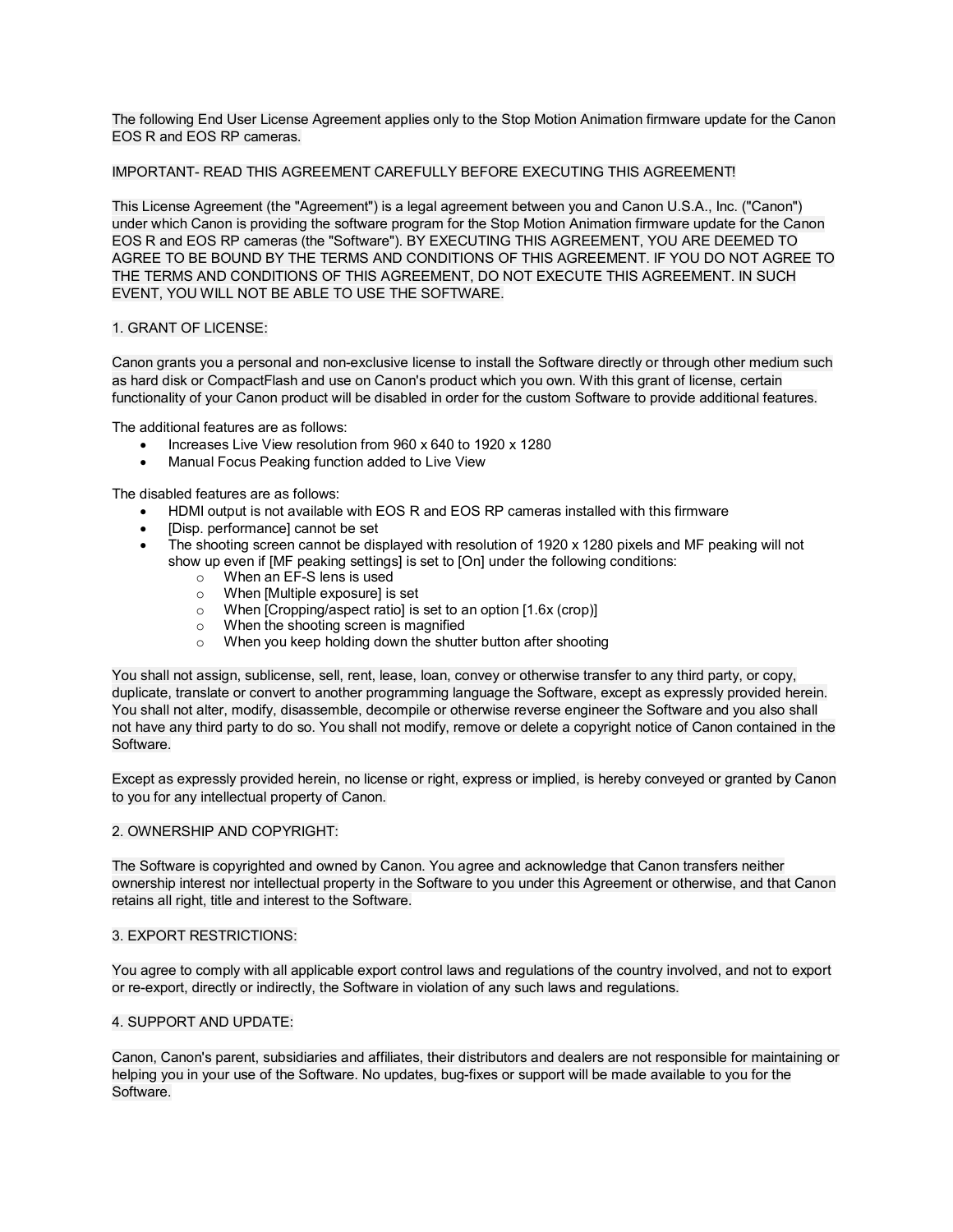The following End User License Agreement applies only to the Stop Motion Animation firmware update for the Canon EOS R and EOS RP cameras.

IMPORTANT- READ THIS AGREEMENT CAREFULLY BEFORE EXECUTING THIS AGREEMENT!

This License Agreement (the "Agreement") is a legal agreement between you and Canon U.S.A., Inc. ("Canon") under which Canon is providing the software program for the Stop Motion Animation firmware update for the Canon EOS R and EOS RP cameras (the "Software"). BY EXECUTING THIS AGREEMENT, YOU ARE DEEMED TO AGREE TO BE BOUND BY THE TERMS AND CONDITIONS OF THIS AGREEMENT. IF YOU DO NOT AGREE TO THE TERMS AND CONDITIONS OF THIS AGREEMENT, DO NOT EXECUTE THIS AGREEMENT. IN SUCH EVENT, YOU WILL NOT BE ABLE TO USE THE SOFTWARE.

1. GRANT OF LICENSE:

Canon grants you a personal and non-exclusive license to install the Software directly or through other medium such as hard disk or CompactFlash and use on Canon's product which you own. With this grant of license, certain functionality of your Canon product will be disabled in order for the custom Software to provide additional features.

The additional features are as follows:

- Increases Live View resolution from 960 x 640 to 1920 x 1280
- Manual Focus Peaking function added to Live View

The disabled features are as follows:

- HDMI output is not available with EOS R and EOS RP cameras installed with this firmware
- [Disp. performance] cannot be set
- The shooting screen cannot be displayed with resolution of 1920 x 1280 pixels and MF peaking will not show up even if [MF peaking settings] is set to [On] under the following conditions:
  - When an EF-S lens is used
  - When [Multiple exposure] is set
  - When [Cropping/aspect ratio] is set to an option [1.6x (crop)]
  - When the shooting screen is magnified
  - When you keep holding down the shutter button after shooting

You shall not assign, sublicense, sell, rent, lease, loan, convey or otherwise transfer to any third party, or copy, duplicate, translate or convert to another programming language the Software, except as expressly provided herein. You shall not alter, modify, disassemble, decompile or otherwise reverse engineer the Software and you also shall not have any third party to do so. You shall not modify, remove or delete a copyright notice of Canon contained in the Software.

Except as expressly provided herein, no license or right, express or implied, is hereby conveyed or granted by Canon to you for any intellectual property of Canon.

2. OWNERSHIP AND COPYRIGHT:

The Software is copyrighted and owned by Canon. You agree and acknowledge that Canon transfers neither ownership interest nor intellectual property in the Software to you under this Agreement or otherwise, and that Canon retains all right, title and interest to the Software.

3. EXPORT RESTRICTIONS:

You agree to comply with all applicable export control laws and regulations of the country involved, and not to export or re-export, directly or indirectly, the Software in violation of any such laws and regulations.

4. SUPPORT AND UPDATE:

Canon, Canon's parent, subsidiaries and affiliates, their distributors and dealers are not responsible for maintaining or helping you in your use of the Software. No updates, bug-fixes or support will be made available to you for the Software.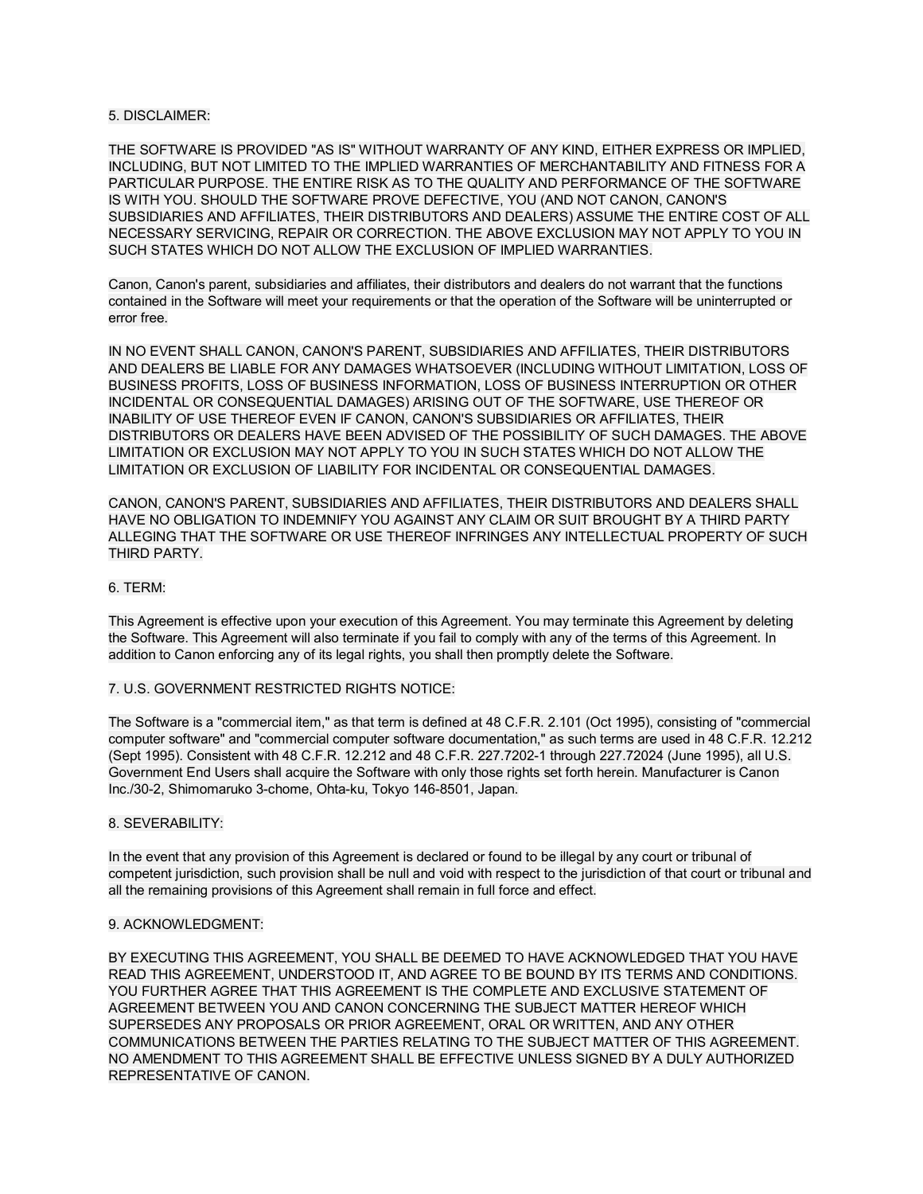## 5. DISCLAIMER:

THE SOFTWARE IS PROVIDED "AS IS" WITHOUT WARRANTY OF ANY KIND, EITHER EXPRESS OR IMPLIED, INCLUDING, BUT NOT LIMITED TO THE IMPLIED WARRANTIES OF MERCHANTABILITY AND FITNESS FOR A PARTICULAR PURPOSE. THE ENTIRE RISK AS TO THE QUALITY AND PERFORMANCE OF THE SOFTWARE IS WITH YOU. SHOULD THE SOFTWARE PROVE DEFECTIVE, YOU (AND NOT CANON, CANON'S SUBSIDIARIES AND AFFILIATES, THEIR DISTRIBUTORS AND DEALERS) ASSUME THE ENTIRE COST OF ALL NECESSARY SERVICING, REPAIR OR CORRECTION. THE ABOVE EXCLUSION MAY NOT APPLY TO YOU IN SUCH STATES WHICH DO NOT ALLOW THE EXCLUSION OF IMPLIED WARRANTIES.

Canon, Canon's parent, subsidiaries and affiliates, their distributors and dealers do not warrant that the functions contained in the Software will meet your requirements or that the operation of the Software will be uninterrupted or error free.

IN NO EVENT SHALL CANON, CANON'S PARENT, SUBSIDIARIES AND AFFILIATES, THEIR DISTRIBUTORS AND DEALERS BE LIABLE FOR ANY DAMAGES WHATSOEVER (INCLUDING WITHOUT LIMITATION, LOSS OF BUSINESS PROFITS, LOSS OF BUSINESS INFORMATION, LOSS OF BUSINESS INTERRUPTION OR OTHER INCIDENTAL OR CONSEQUENTIAL DAMAGES) ARISING OUT OF THE SOFTWARE, USE THEREOF OR INABILITY OF USE THEREOF EVEN IF CANON, CANON'S SUBSIDIARIES OR AFFILIATES, THEIR DISTRIBUTORS OR DEALERS HAVE BEEN ADVISED OF THE POSSIBILITY OF SUCH DAMAGES. THE ABOVE LIMITATION OR EXCLUSION MAY NOT APPLY TO YOU IN SUCH STATES WHICH DO NOT ALLOW THE LIMITATION OR EXCLUSION OF LIABILITY FOR INCIDENTAL OR CONSEQUENTIAL DAMAGES.

CANON, CANON'S PARENT, SUBSIDIARIES AND AFFILIATES, THEIR DISTRIBUTORS AND DEALERS SHALL HAVE NO OBLIGATION TO INDEMNIFY YOU AGAINST ANY CLAIM OR SUIT BROUGHT BY A THIRD PARTY ALLEGING THAT THE SOFTWARE OR USE THEREOF INFRINGES ANY INTELLECTUAL PROPERTY OF SUCH THIRD PARTY.

## 6. TERM:

This Agreement is effective upon your execution of this Agreement. You may terminate this Agreement by deleting the Software. This Agreement will also terminate if you fail to comply with any of the terms of this Agreement. In addition to Canon enforcing any of its legal rights, you shall then promptly delete the Software.

## 7. U.S. GOVERNMENT RESTRICTED RIGHTS NOTICE:

The Software is a "commercial item," as that term is defined at 48 C.F.R. 2.101 (Oct 1995), consisting of "commercial computer software" and "commercial computer software documentation," as such terms are used in 48 C.F.R. 12.212 (Sept 1995). Consistent with 48 C.F.R. 12.212 and 48 C.F.R. 227.7202-1 through 227.72024 (June 1995), all U.S. Government End Users shall acquire the Software with only those rights set forth herein. Manufacturer is Canon Inc./30-2, Shimomaruko 3-chome, Ohta-ku, Tokyo 146-8501, Japan.

## 8. SEVERABILITY:

In the event that any provision of this Agreement is declared or found to be illegal by any court or tribunal of competent jurisdiction, such provision shall be null and void with respect to the jurisdiction of that court or tribunal and all the remaining provisions of this Agreement shall remain in full force and effect.

## 9. ACKNOWLEDGMENT:

BY EXECUTING THIS AGREEMENT, YOU SHALL BE DEEMED TO HAVE ACKNOWLEDGED THAT YOU HAVE READ THIS AGREEMENT, UNDERSTOOD IT, AND AGREE TO BE BOUND BY ITS TERMS AND CONDITIONS. YOU FURTHER AGREE THAT THIS AGREEMENT IS THE COMPLETE AND EXCLUSIVE STATEMENT OF AGREEMENT BETWEEN YOU AND CANON CONCERNING THE SUBJECT MATTER HEREOF WHICH SUPERSEDES ANY PROPOSALS OR PRIOR AGREEMENT, ORAL OR WRITTEN, AND ANY OTHER COMMUNICATIONS BETWEEN THE PARTIES RELATING TO THE SUBJECT MATTER OF THIS AGREEMENT. NO AMENDMENT TO THIS AGREEMENT SHALL BE EFFECTIVE UNLESS SIGNED BY A DULY AUTHORIZED REPRESENTATIVE OF CANON.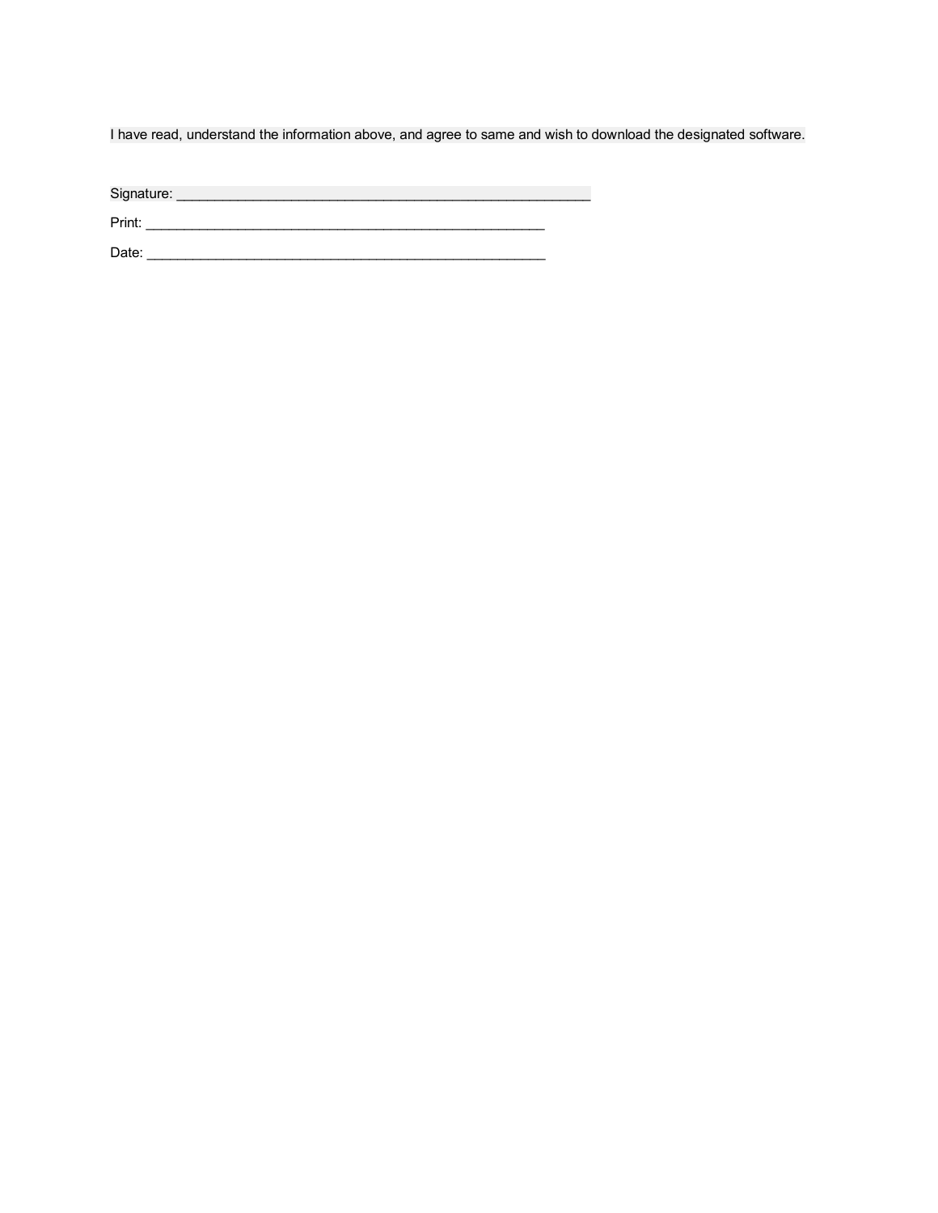I have read, understand the information above, and agree to same and wish to download the designated software.

Signature: ______________________________________________________

Print: ____________________________________________________

Date: ____________________________________________________